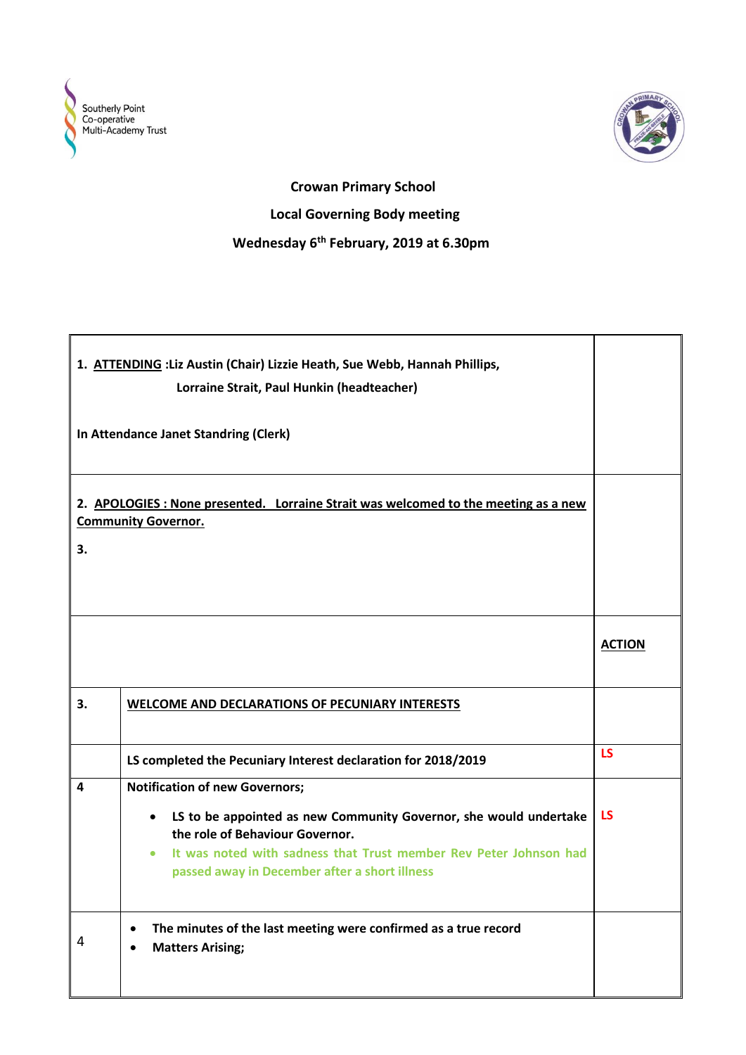Southerly Point Co-operative Multi-Academy Trust

**Crowan Primary School**

**Local Governing Body meeting**

**Wednesday 6th February, 2019 at 6.30pm**

| | | |
|---|---|---|
| **1. ATTENDING** :**Liz Austin (Chair) Lizzie Heath, Sue Webb, Hannah Phillips, Lorraine Strait, Paul Hunkin (headteacher)**<br><br>**In Attendance Janet Standring (Clerk)** | | |
| **2. APOLOGIES : None presented. Lorraine Strait was welcomed to the meeting as a new Community Governor.**<br><br>**3.** | | |
| | | **ACTION** |
| **3.** | **WELCOME AND DECLARATIONS OF PECUNIARY INTERESTS** | |
| | **LS completed the Pecuniary Interest declaration for 2018/2019** | **LS** |
| **4** | **Notification of new Governors;**<br>• **LS to be appointed as new Community Governor, she would undertake the role of Behaviour Governor.**<br>• **It was noted with sadness that Trust member Rev Peter Johnson had passed away in December after a short illness** | **LS** |
| 4 | • **The minutes of the last meeting were confirmed as a true record**<br>• **Matters Arising;** | |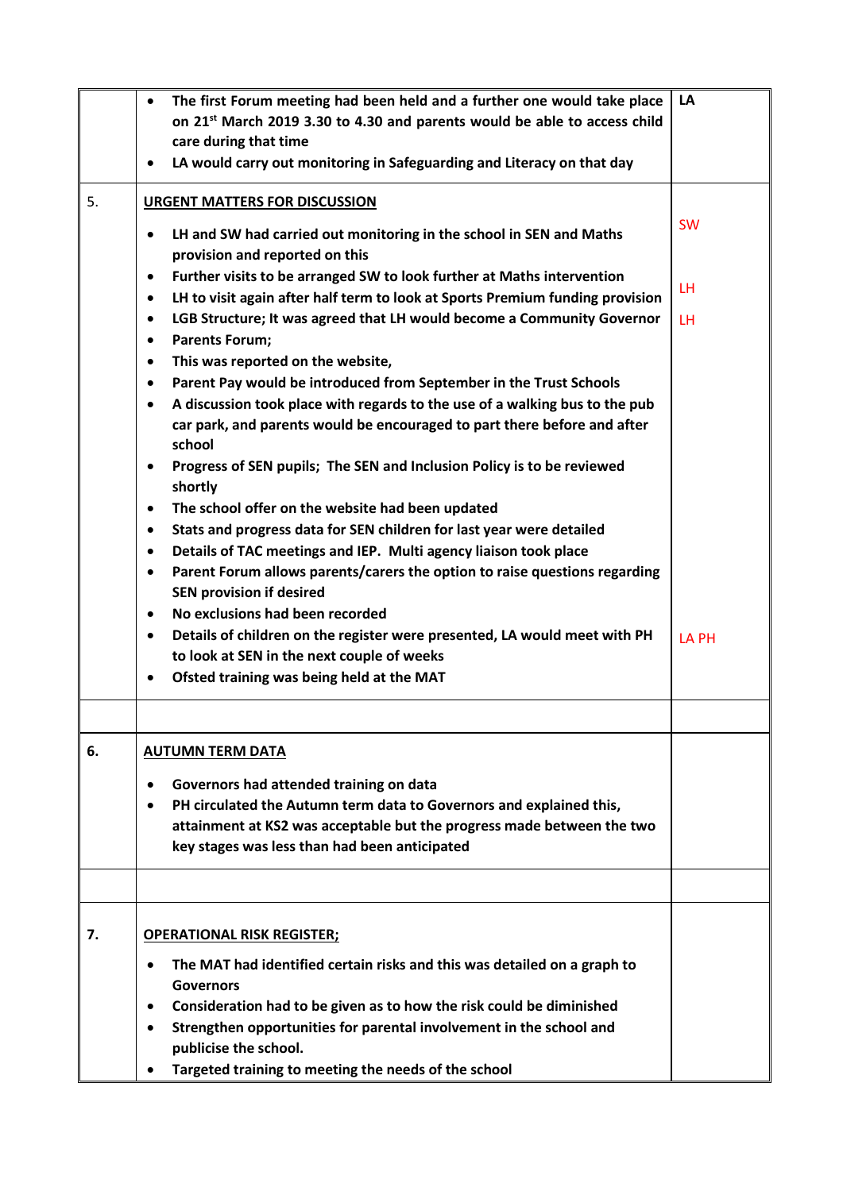| | | |
|---|---|---|
| | • The first Forum meeting had been held and a further one would take place on 21st March 2019 3.30 to 4.30 and parents would be able to access child care during that time<br>• LA would carry out monitoring in Safeguarding and Literacy on that day | LA |
| 5. | **URGENT MATTERS FOR DISCUSSION**<br><br>• LH and SW had carried out monitoring in the school in SEN and Maths provision and reported on this<br>• Further visits to be arranged SW to look further at Maths intervention<br>• LH to visit again after half term to look at Sports Premium funding provision<br>• LGB Structure; It was agreed that LH would become a Community Governor<br>• Parents Forum;<br>• This was reported on the website,<br>• Parent Pay would be introduced from September in the Trust Schools<br>• A discussion took place with regards to the use of a walking bus to the pub car park, and parents would be encouraged to part there before and after school<br>• Progress of SEN pupils; The SEN and Inclusion Policy is to be reviewed shortly<br>• The school offer on the website had been updated<br>• Stats and progress data for SEN children for last year were detailed<br>• Details of TAC meetings and IEP. Multi agency liaison took place<br>• Parent Forum allows parents/carers the option to raise questions regarding SEN provision if desired<br>• No exclusions had been recorded<br>• Details of children on the register were presented, LA would meet with PH to look at SEN in the next couple of weeks<br>• Ofsted training was being held at the MAT | SW<br><br>LH<br>LH<br><br><br><br><br>LA PH |
| | | |
| 6. | **AUTUMN TERM DATA**<br><br>• Governors had attended training on data<br>• PH circulated the Autumn term data to Governors and explained this, attainment at KS2 was acceptable but the progress made between the two key stages was less than had been anticipated | |
| | | |
| 7. | **OPERATIONAL RISK REGISTER;**<br><br>• The MAT had identified certain risks and this was detailed on a graph to Governors<br>• Consideration had to be given as to how the risk could be diminished<br>• Strengthen opportunities for parental involvement in the school and publicise the school.<br>• Targeted training to meeting the needs of the school | |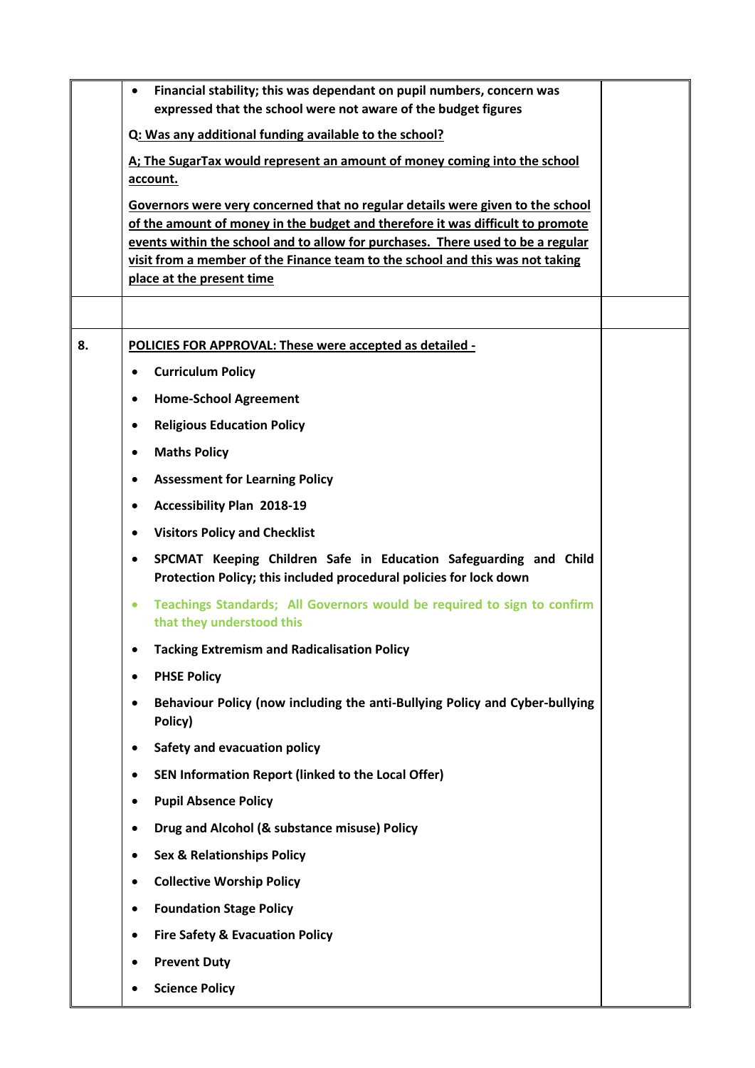| | | |
|---|---|---|
| | • **Financial stability; this was dependant on pupil numbers, concern was expressed that the school were not aware of the budget figures**<br><br>**Q: Was any additional funding available to the school?**<br><br>**A; The SugarTax would represent an amount of money coming into the school account.**<br><br>**Governors were very concerned that no regular details were given to the school of the amount of money in the budget and therefore it was difficult to promote events within the school and to allow for purchases. There used to be a regular visit from a member of the Finance team to the school and this was not taking place at the present time** | |
| | | |
| **8.** | **POLICIES FOR APPROVAL: These were accepted as detailed -**<br><br>• **Curriculum Policy**<br>• **Home-School Agreement**<br>• **Religious Education Policy**<br>• **Maths Policy**<br>• **Assessment for Learning Policy**<br>• **Accessibility Plan 2018-19**<br>• **Visitors Policy and Checklist**<br>• **SPCMAT Keeping Children Safe in Education Safeguarding and Child Protection Policy; this included procedural policies for lock down**<br>• **Teachings Standards; All Governors would be required to sign to confirm that they understood this**<br>• **Tacking Extremism and Radicalisation Policy**<br>• **PHSE Policy**<br>• **Behaviour Policy (now including the anti-Bullying Policy and Cyber-bullying Policy)**<br>• **Safety and evacuation policy**<br>• **SEN Information Report (linked to the Local Offer)**<br>• **Pupil Absence Policy**<br>• **Drug and Alcohol (& substance misuse) Policy**<br>• **Sex & Relationships Policy**<br>• **Collective Worship Policy**<br>• **Foundation Stage Policy**<br>• **Fire Safety & Evacuation Policy**<br>• **Prevent Duty**<br>• **Science Policy** | |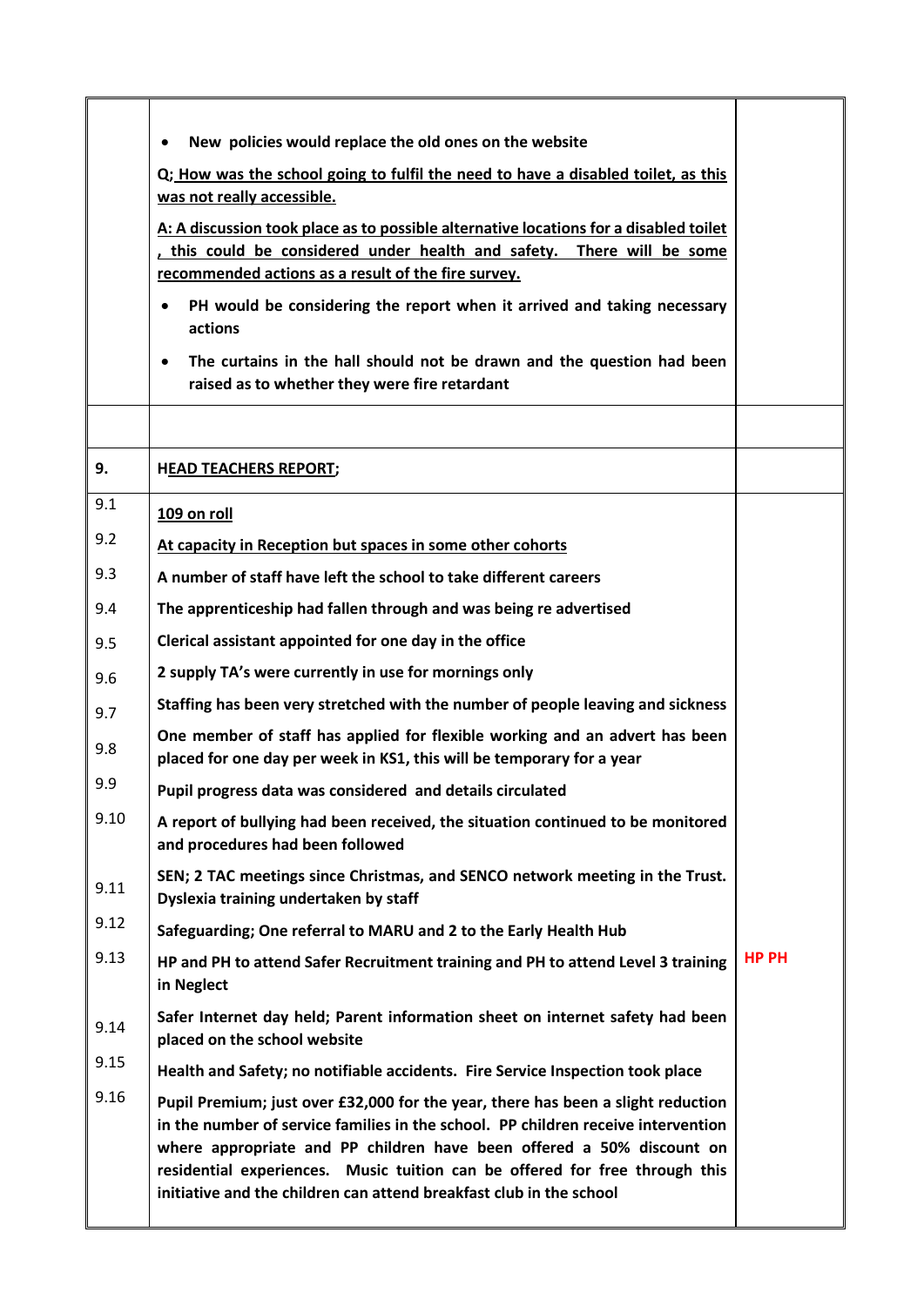| | | |
|---|---|---|
| | <ul><li>**New policies would replace the old ones on the website**</li></ul>**Q; How was the school going to fulfil the need to have a disabled toilet, as this was not really accessible.**<br><br>**A: A discussion took place as to possible alternative locations for a disabled toilet , this could be considered under health and safety. There will be some recommended actions as a result of the fire survey.**<ul><li>**PH would be considering the report when it arrived and taking necessary actions**</li><li>**The curtains in the hall should not be drawn and the question had been raised as to whether they were fire retardant**</li></ul> | |
| | | |
| **9.** | **HEAD TEACHERS REPORT;** | |
| 9.1 | **109 on roll** | |
| 9.2 | **At capacity in Reception but spaces in some other cohorts** | |
| 9.3 | **A number of staff have left the school to take different careers** | |
| 9.4 | **The apprenticeship had fallen through and was being re advertised** | |
| 9.5 | **Clerical assistant appointed for one day in the office** | |
| 9.6 | **2 supply TA's were currently in use for mornings only** | |
| 9.7 | **Staffing has been very stretched with the number of people leaving and sickness** | |
| 9.8 | **One member of staff has applied for flexible working and an advert has been placed for one day per week in KS1, this will be temporary for a year** | |
| 9.9 | **Pupil progress data was considered and details circulated** | |
| 9.10 | **A report of bullying had been received, the situation continued to be monitored and procedures had been followed** | |
| 9.11 | **SEN; 2 TAC meetings since Christmas, and SENCO network meeting in the Trust. Dyslexia training undertaken by staff** | |
| 9.12 | **Safeguarding; One referral to MARU and 2 to the Early Health Hub** | |
| 9.13 | **HP and PH to attend Safer Recruitment training and PH to attend Level 3 training in Neglect** | **HP PH** |
| 9.14 | **Safer Internet day held; Parent information sheet on internet safety had been placed on the school website** | |
| 9.15 | **Health and Safety; no notifiable accidents. Fire Service Inspection took place** | |
| 9.16 | **Pupil Premium; just over £32,000 for the year, there has been a slight reduction in the number of service families in the school. PP children receive intervention where appropriate and PP children have been offered a 50% discount on residential experiences. Music tuition can be offered for free through this initiative and the children can attend breakfast club in the school** | |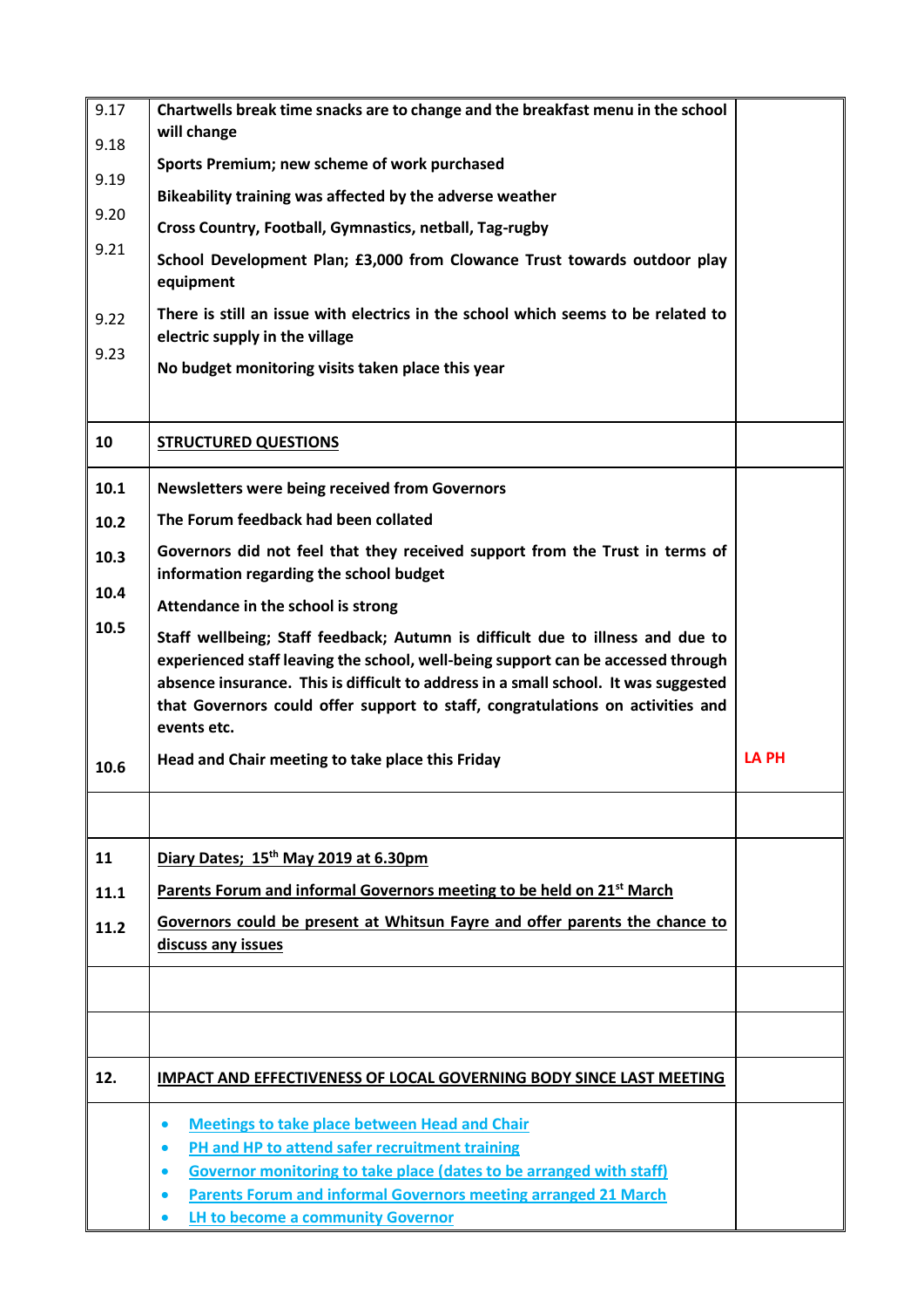| | | |
|---|---|---|
| 9.17<br>9.18<br>9.19<br>9.20<br>9.21<br>9.22<br>9.23 | **Chartwells break time snacks are to change and the breakfast menu in the school will change**<br>**Sports Premium; new scheme of work purchased**<br>**Bikeability training was affected by the adverse weather**<br>**Cross Country, Football, Gymnastics, netball, Tag-rugby**<br>**School Development Plan; £3,000 from Clowance Trust towards outdoor play equipment**<br>**There is still an issue with electrics in the school which seems to be related to electric supply in the village**<br>**No budget monitoring visits taken place this year** | |
| **10** | **STRUCTURED QUESTIONS** | |
| **10.1**<br>**10.2**<br>**10.3**<br>**10.4**<br>**10.5**<br>**10.6** | **Newsletters were being received from Governors**<br>**The Forum feedback had been collated**<br>**Governors did not feel that they received support from the Trust in terms of information regarding the school budget**<br>**Attendance in the school is strong**<br>**Staff wellbeing; Staff feedback; Autumn is difficult due to illness and due to experienced staff leaving the school, well-being support can be accessed through absence insurance. This is difficult to address in a small school. It was suggested that Governors could offer support to staff, congratulations on activities and events etc.**<br>**Head and Chair meeting to take place this Friday** | **LA PH** |
| | | |
| **11**<br>**11.1**<br>**11.2** | **Diary Dates; 15th May 2019 at 6.30pm**<br>**Parents Forum and informal Governors meeting to be held on 21st March**<br>**Governors could be present at Whitsun Fayre and offer parents the chance to discuss any issues** | |
| | | |
| | | |
| **12.** | **IMPACT AND EFFECTIVENESS OF LOCAL GOVERNING BODY SINCE LAST MEETING** | |
| | • **Meetings to take place between Head and Chair**<br>• **PH and HP to attend safer recruitment training**<br>• **Governor monitoring to take place (dates to be arranged with staff)**<br>• **Parents Forum and informal Governors meeting arranged 21 March**<br>• **LH to become a community Governor** | |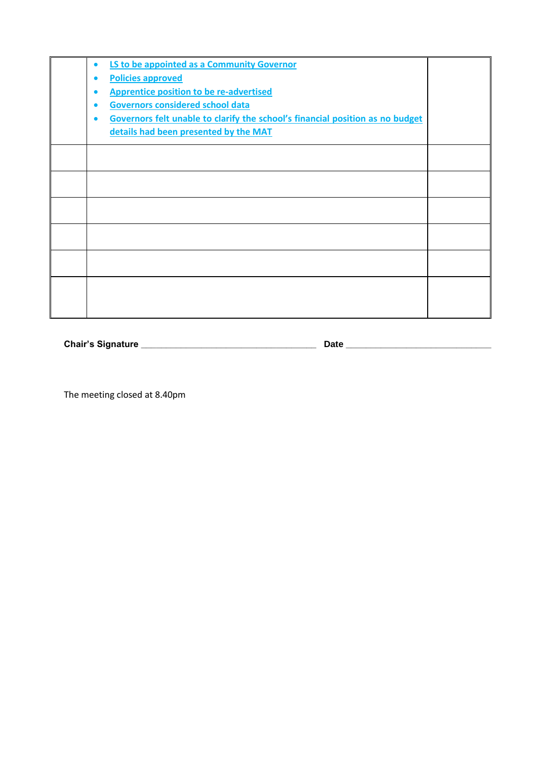| | | |
|---|---|---|
| | • LS to be appointed as a Community Governor<br>• Policies approved<br>• Apprentice position to be re-advertised<br>• Governors considered school data<br>• Governors felt unable to clarify the school's financial position as no budget details had been presented by the MAT | |
| | | |
| | | |
| | | |
| | | |
| | | |
| | | |

**Chair's Signature** ___________________________________ **Date** ______________________________

The meeting closed at 8.40pm